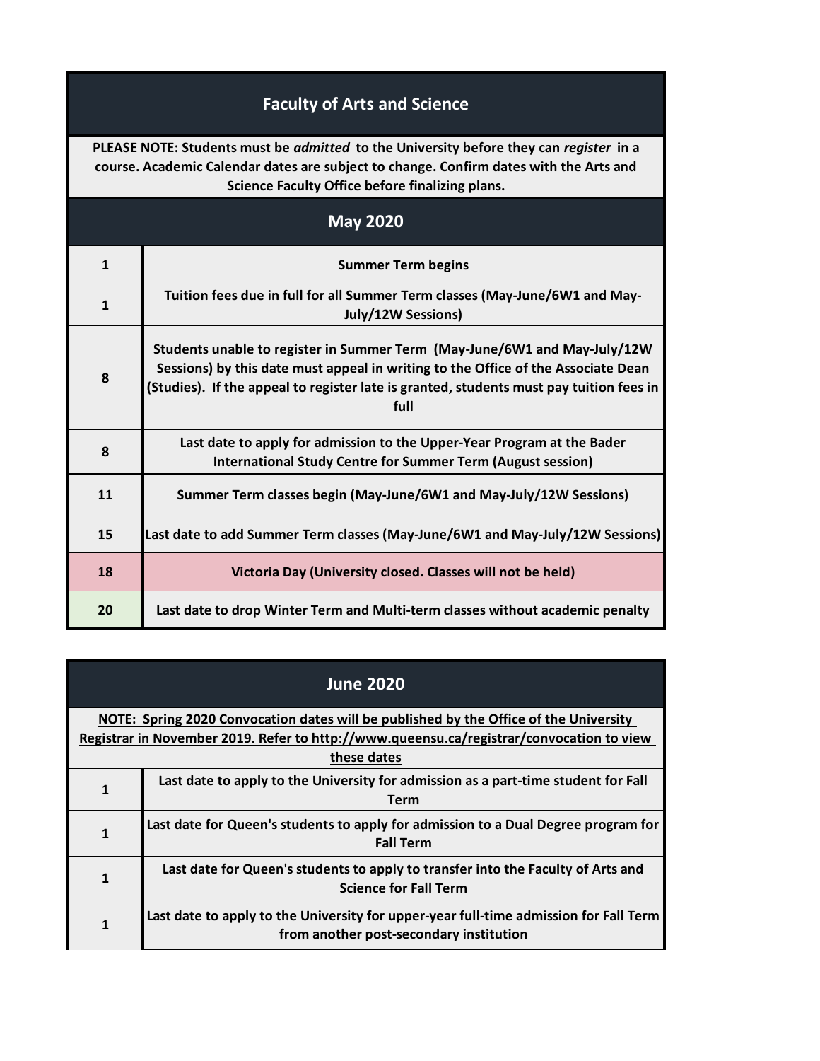# Faculty of Arts and Science

**PLEASE NOTE: Students must be *admitted* to the University before they can *register* in a course. Academic Calendar dates are subject to change. Confirm dates with the Arts and Science Faculty Office before finalizing plans.**

## May 2020

| | |
|---|---|
| 1 | Summer Term begins |
| 1 | Tuition fees due in full for all Summer Term classes (May-June/6W1 and May-July/12W Sessions) |
| 8 | Students unable to register in Summer Term (May-June/6W1 and May-July/12W Sessions) by this date must appeal in writing to the Office of the Associate Dean (Studies). If the appeal to register late is granted, students must pay tuition fees in full |
| 8 | Last date to apply for admission to the Upper-Year Program at the Bader International Study Centre for Summer Term (August session) |
| 11 | Summer Term classes begin (May-June/6W1 and May-July/12W Sessions) |
| 15 | Last date to add Summer Term classes (May-June/6W1 and May-July/12W Sessions) |
| 18 | Victoria Day (University closed. Classes will not be held) |
| 20 | Last date to drop Winter Term and Multi-term classes without academic penalty |

## June 2020

**NOTE: Spring 2020 Convocation dates will be published by the Office of the University Registrar in November 2019. Refer to http://www.queensu.ca/registrar/convocation to view these dates**

| | |
|---|---|
| 1 | Last date to apply to the University for admission as a part-time student for Fall Term |
| 1 | Last date for Queen's students to apply for admission to a Dual Degree program for Fall Term |
| 1 | Last date for Queen's students to apply to transfer into the Faculty of Arts and Science for Fall Term |
| 1 | Last date to apply to the University for upper-year full-time admission for Fall Term from another post-secondary institution |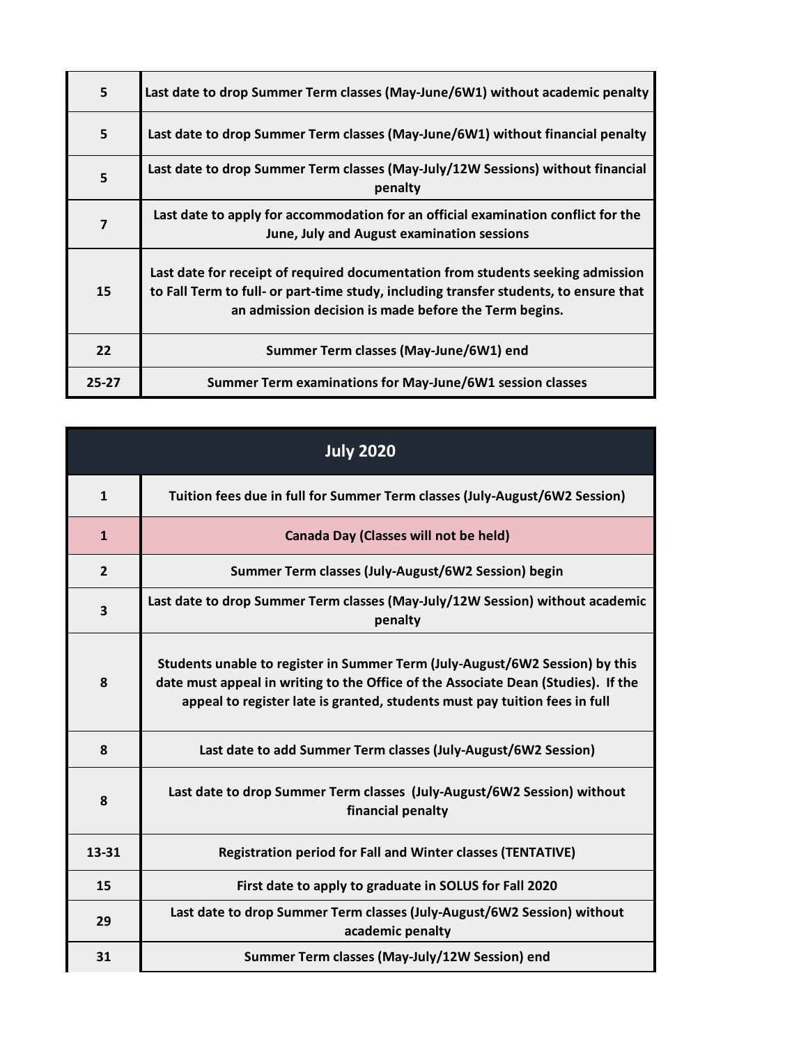| | |
|---|---|
| 5 | Last date to drop Summer Term classes (May-June/6W1) without academic penalty |
| 5 | Last date to drop Summer Term classes (May-June/6W1) without financial penalty |
| 5 | Last date to drop Summer Term classes (May-July/12W Sessions) without financial penalty |
| 7 | Last date to apply for accommodation for an official examination conflict for the June, July and August examination sessions |
| 15 | Last date for receipt of required documentation from students seeking admission to Fall Term to full- or part-time study, including transfer students, to ensure that an admission decision is made before the Term begins. |
| 22 | Summer Term classes (May-June/6W1) end |
| 25-27 | Summer Term examinations for May-June/6W1 session classes |

| July 2020 | |
|---|---|
| 1 | Tuition fees due in full for Summer Term classes (July-August/6W2 Session) |
| 1 | Canada Day (Classes will not be held) |
| 2 | Summer Term classes (July-August/6W2 Session) begin |
| 3 | Last date to drop Summer Term classes (May-July/12W Session) without academic penalty |
| 8 | Students unable to register in Summer Term (July-August/6W2 Session) by this date must appeal in writing to the Office of the Associate Dean (Studies). If the appeal to register late is granted, students must pay tuition fees in full |
| 8 | Last date to add Summer Term classes (July-August/6W2 Session) |
| 8 | Last date to drop Summer Term classes (July-August/6W2 Session) without financial penalty |
| 13-31 | Registration period for Fall and Winter classes (TENTATIVE) |
| 15 | First date to apply to graduate in SOLUS for Fall 2020 |
| 29 | Last date to drop Summer Term classes (July-August/6W2 Session) without academic penalty |
| 31 | Summer Term classes (May-July/12W Session) end |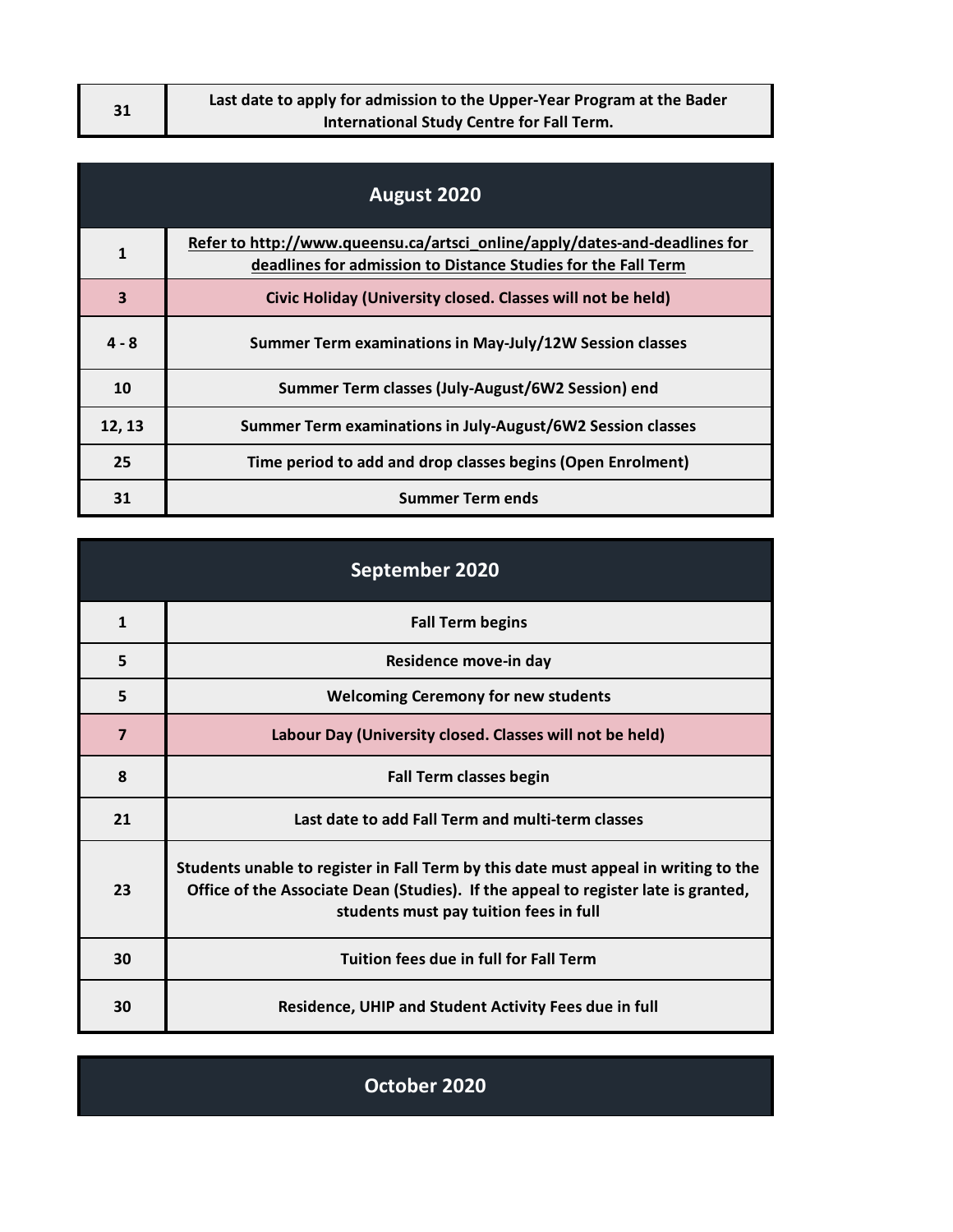| | |
|---|---|
| 31 | Last date to apply for admission to the Upper-Year Program at the Bader International Study Centre for Fall Term. |

## August 2020

| | |
|---|---|
| 1 | Refer to http://www.queensu.ca/artsci_online/apply/dates-and-deadlines for deadlines for admission to Distance Studies for the Fall Term |
| 3 | Civic Holiday (University closed. Classes will not be held) |
| 4 - 8 | Summer Term examinations in May-July/12W Session classes |
| 10 | Summer Term classes (July-August/6W2 Session) end |
| 12, 13 | Summer Term examinations in July-August/6W2 Session classes |
| 25 | Time period to add and drop classes begins (Open Enrolment) |
| 31 | Summer Term ends |

## September 2020

| | |
|---|---|
| 1 | Fall Term begins |
| 5 | Residence move-in day |
| 5 | Welcoming Ceremony for new students |
| 7 | Labour Day (University closed. Classes will not be held) |
| 8 | Fall Term classes begin |
| 21 | Last date to add Fall Term and multi-term classes |
| 23 | Students unable to register in Fall Term by this date must appeal in writing to the Office of the Associate Dean (Studies). If the appeal to register late is granted, students must pay tuition fees in full |
| 30 | Tuition fees due in full for Fall Term |
| 30 | Residence, UHIP and Student Activity Fees due in full |

## October 2020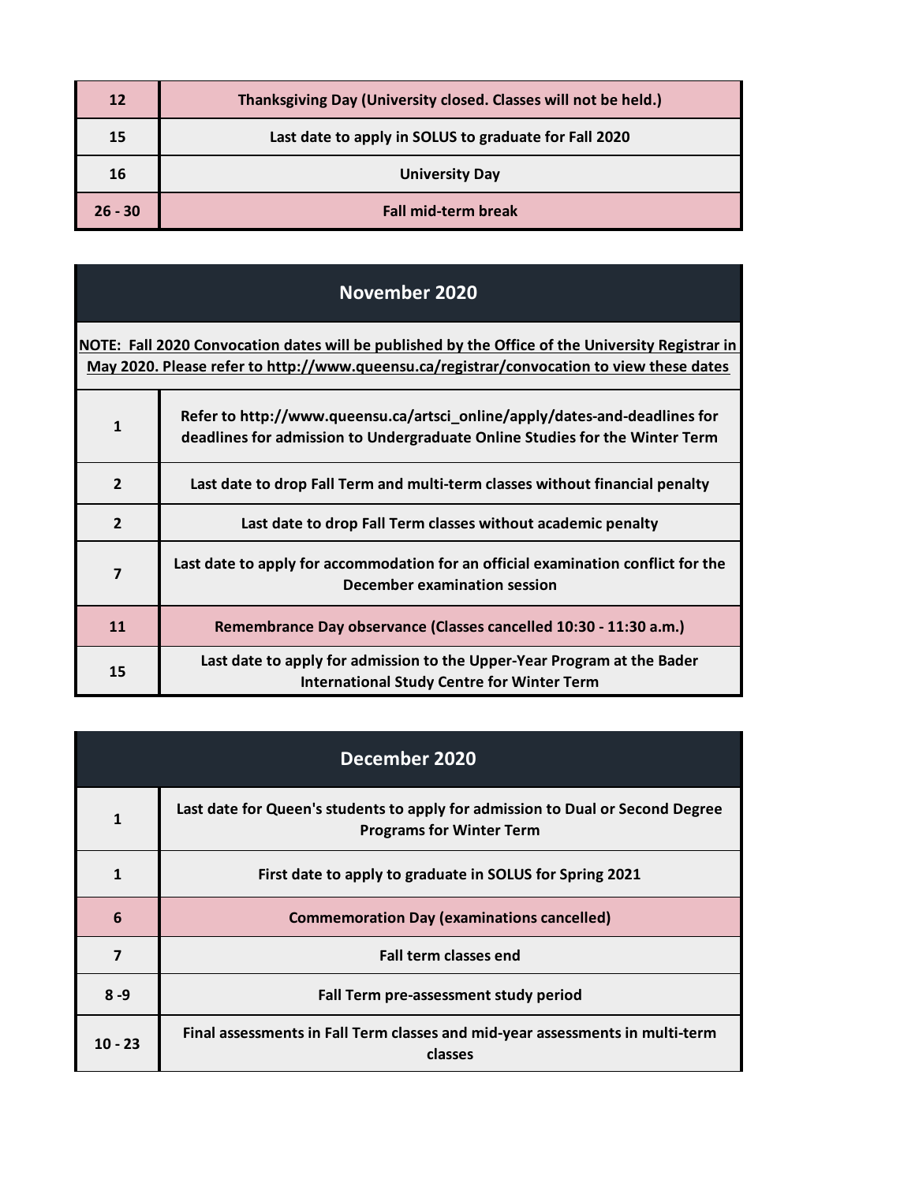| | |
|---|---|
| 12 | Thanksgiving Day (University closed. Classes will not be held.) |
| 15 | Last date to apply in SOLUS to graduate for Fall 2020 |
| 16 | University Day |
| 26 - 30 | Fall mid-term break |

## November 2020

**NOTE: Fall 2020 Convocation dates will be published by the Office of the University Registrar in May 2020. Please refer to http://www.queensu.ca/registrar/convocation to view these dates**

| | |
|---|---|
| 1 | Refer to http://www.queensu.ca/artsci_online/apply/dates-and-deadlines for deadlines for admission to Undergraduate Online Studies for the Winter Term |
| 2 | Last date to drop Fall Term and multi-term classes without financial penalty |
| 2 | Last date to drop Fall Term classes without academic penalty |
| 7 | Last date to apply for accommodation for an official examination conflict for the December examination session |
| 11 | Remembrance Day observance (Classes cancelled 10:30 - 11:30 a.m.) |
| 15 | Last date to apply for admission to the Upper-Year Program at the Bader International Study Centre for Winter Term |

## December 2020

| | |
|---|---|
| 1 | Last date for Queen's students to apply for admission to Dual or Second Degree Programs for Winter Term |
| 1 | First date to apply to graduate in SOLUS for Spring 2021 |
| 6 | Commemoration Day (examinations cancelled) |
| 7 | Fall term classes end |
| 8 -9 | Fall Term pre-assessment study period |
| 10 - 23 | Final assessments in Fall Term classes and mid-year assessments in multi-term classes |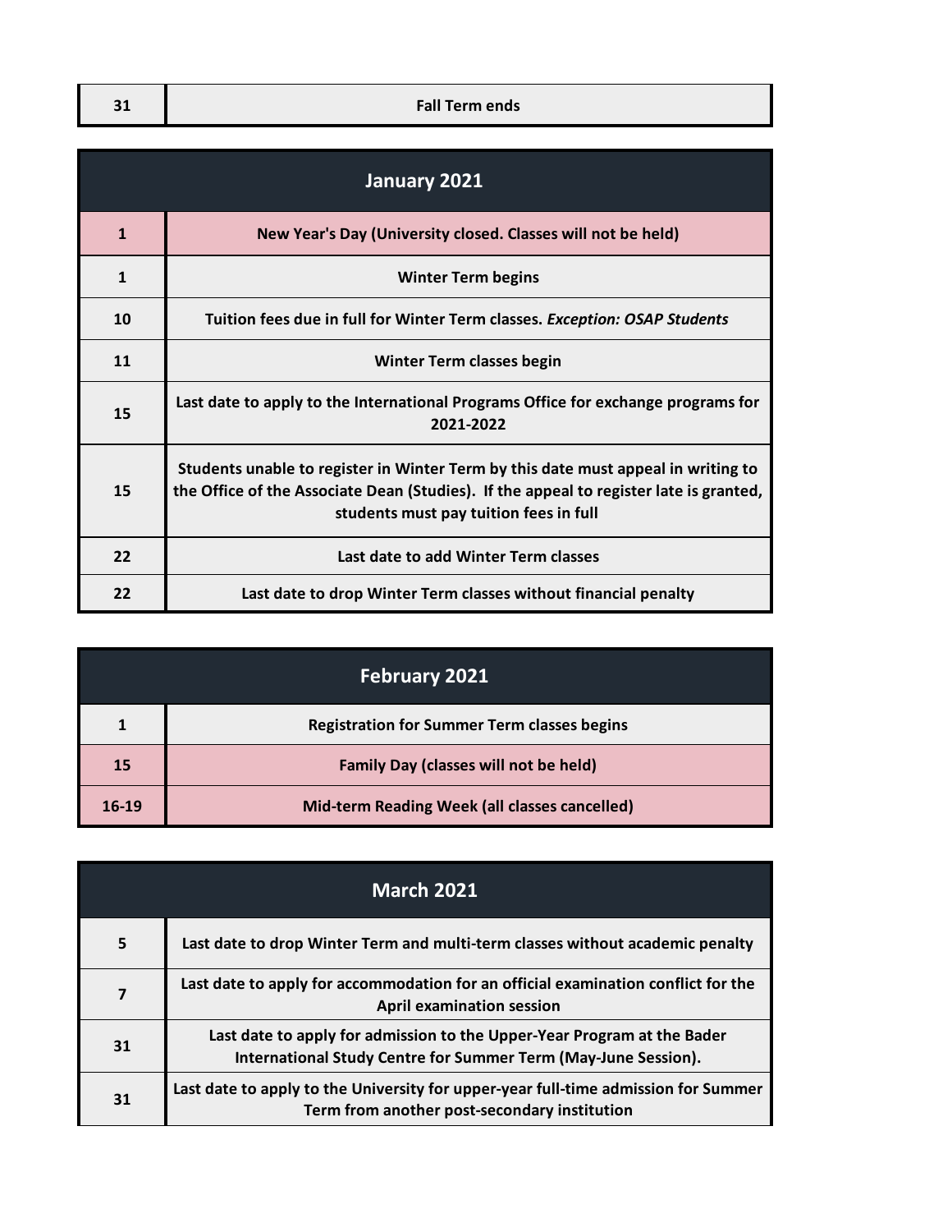| 31 | Fall Term ends |
|---|---|

## January 2021

| Date | Event |
|---|---|
| 1 | New Year's Day (University closed. Classes will not be held) |
| 1 | Winter Term begins |
| 10 | Tuition fees due in full for Winter Term classes. *Exception: OSAP Students* |
| 11 | Winter Term classes begin |
| 15 | Last date to apply to the International Programs Office for exchange programs for 2021-2022 |
| 15 | Students unable to register in Winter Term by this date must appeal in writing to the Office of the Associate Dean (Studies). If the appeal to register late is granted, students must pay tuition fees in full |
| 22 | Last date to add Winter Term classes |
| 22 | Last date to drop Winter Term classes without financial penalty |

## February 2021

| Date | Event |
|---|---|
| 1 | Registration for Summer Term classes begins |
| 15 | Family Day (classes will not be held) |
| 16-19 | Mid-term Reading Week (all classes cancelled) |

## March 2021

| Date | Event |
|---|---|
| 5 | Last date to drop Winter Term and multi-term classes without academic penalty |
| 7 | Last date to apply for accommodation for an official examination conflict for the April examination session |
| 31 | Last date to apply for admission to the Upper-Year Program at the Bader International Study Centre for Summer Term (May-June Session). |
| 31 | Last date to apply to the University for upper-year full-time admission for Summer Term from another post-secondary institution |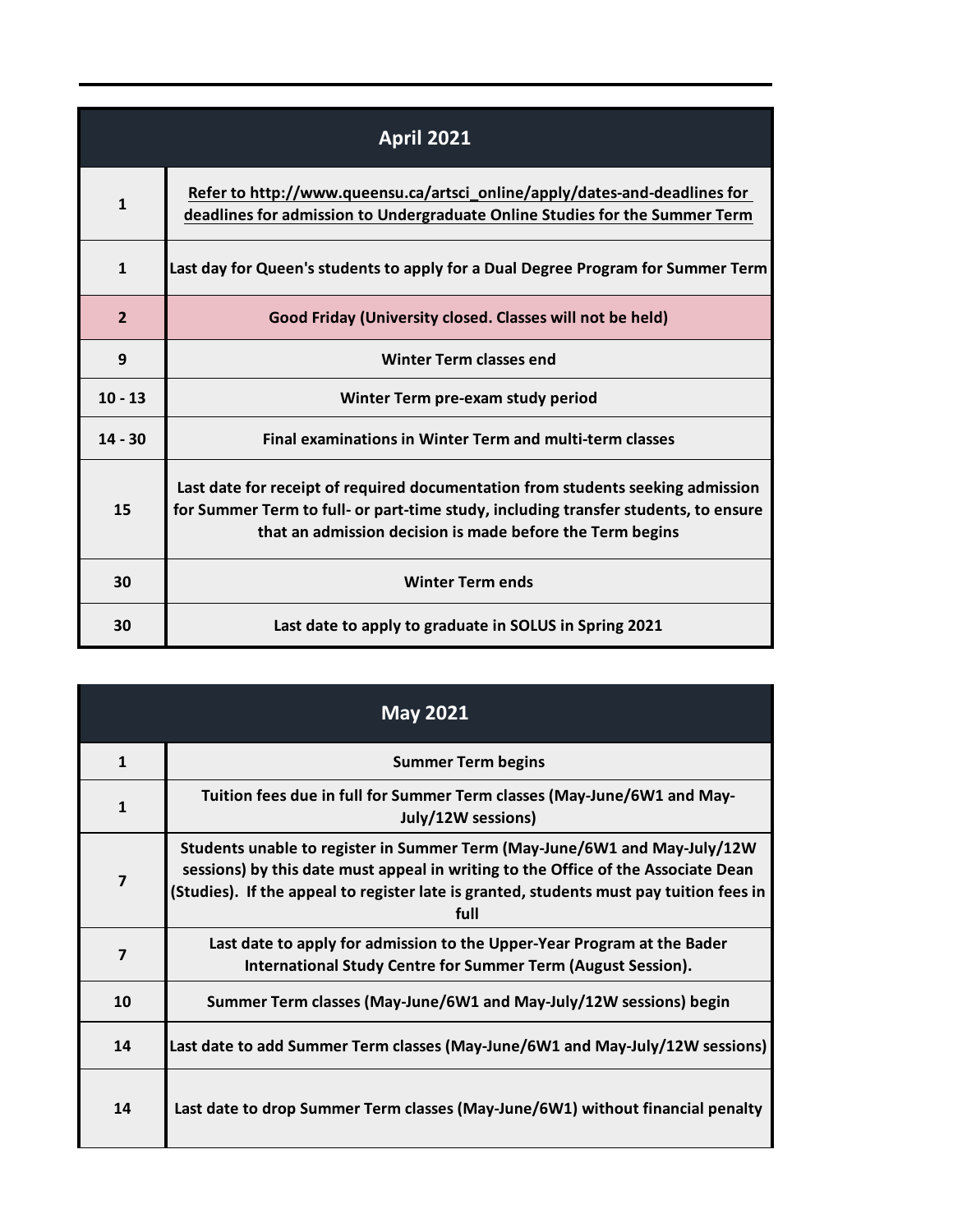| April 2021 | |
|---|---|
| 1 | Refer to http://www.queensu.ca/artsci_online/apply/dates-and-deadlines for deadlines for admission to Undergraduate Online Studies for the Summer Term |
| 1 | Last day for Queen's students to apply for a Dual Degree Program for Summer Term |
| 2 | Good Friday (University closed. Classes will not be held) |
| 9 | Winter Term classes end |
| 10 - 13 | Winter Term pre-exam study period |
| 14 - 30 | Final examinations in Winter Term and multi-term classes |
| 15 | Last date for receipt of required documentation from students seeking admission for Summer Term to full- or part-time study, including transfer students, to ensure that an admission decision is made before the Term begins |
| 30 | Winter Term ends |
| 30 | Last date to apply to graduate in SOLUS in Spring 2021 |

| May 2021 | |
|---|---|
| 1 | Summer Term begins |
| 1 | Tuition fees due in full for Summer Term classes (May-June/6W1 and May-July/12W sessions) |
| 7 | Students unable to register in Summer Term (May-June/6W1 and May-July/12W sessions) by this date must appeal in writing to the Office of the Associate Dean (Studies). If the appeal to register late is granted, students must pay tuition fees in full |
| 7 | Last date to apply for admission to the Upper-Year Program at the Bader International Study Centre for Summer Term (August Session). |
| 10 | Summer Term classes (May-June/6W1 and May-July/12W sessions) begin |
| 14 | Last date to add Summer Term classes (May-June/6W1 and May-July/12W sessions) |
| 14 | Last date to drop Summer Term classes (May-June/6W1) without financial penalty |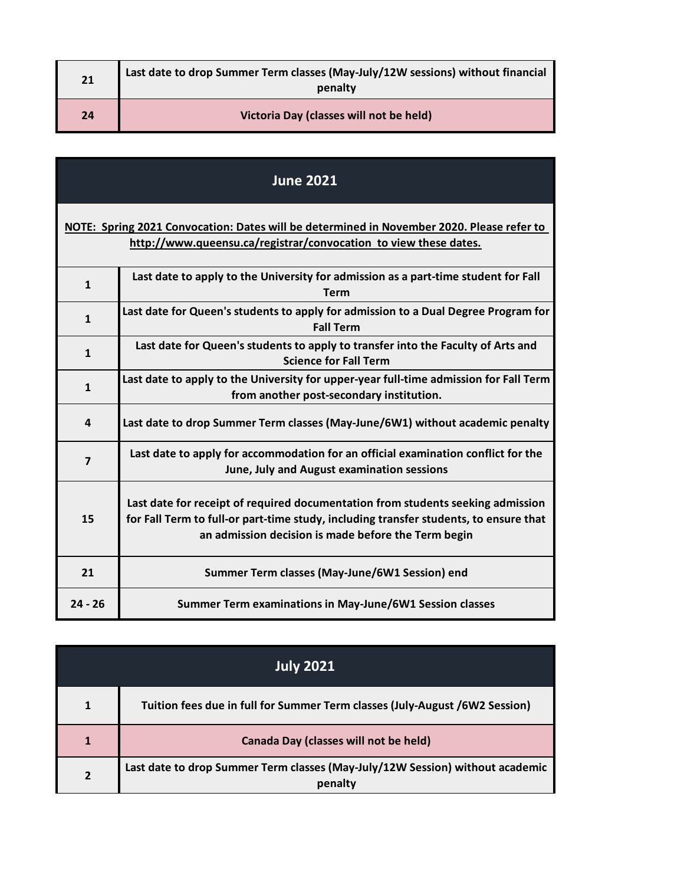| | |
|---|---|
| 21 | Last date to drop Summer Term classes (May-July/12W sessions) without financial penalty |
| 24 | Victoria Day (classes will not be held) |

## June 2021

**NOTE: Spring 2021 Convocation: Dates will be determined in November 2020. Please refer to http://www.queensu.ca/registrar/convocation to view these dates.**

| | |
|---|---|
| 1 | Last date to apply to the University for admission as a part-time student for Fall Term |
| 1 | Last date for Queen's students to apply for admission to a Dual Degree Program for Fall Term |
| 1 | Last date for Queen's students to apply to transfer into the Faculty of Arts and Science for Fall Term |
| 1 | Last date to apply to the University for upper-year full-time admission for Fall Term from another post-secondary institution. |
| 4 | Last date to drop Summer Term classes (May-June/6W1) without academic penalty |
| 7 | Last date to apply for accommodation for an official examination conflict for the June, July and August examination sessions |
| 15 | Last date for receipt of required documentation from students seeking admission for Fall Term to full-or part-time study, including transfer students, to ensure that an admission decision is made before the Term begin |
| 21 | Summer Term classes (May-June/6W1 Session) end |
| 24 - 26 | Summer Term examinations in May-June/6W1 Session classes |

## July 2021

| | |
|---|---|
| 1 | Tuition fees due in full for Summer Term classes (July-August /6W2 Session) |
| 1 | Canada Day (classes will not be held) |
| 2 | Last date to drop Summer Term classes (May-July/12W Session) without academic penalty |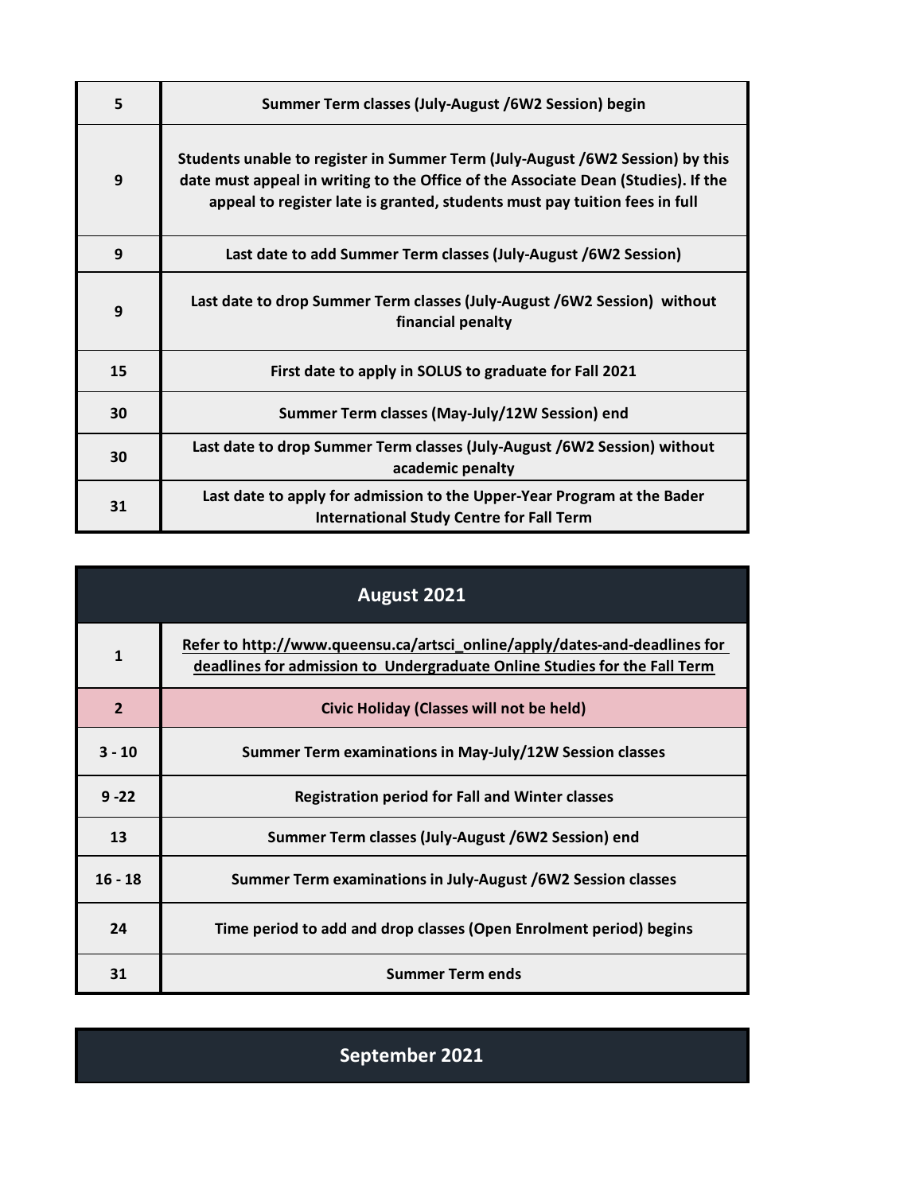| | |
|---|---|
| 5 | Summer Term classes (July-August /6W2 Session) begin |
| 9 | Students unable to register in Summer Term (July-August /6W2 Session) by this date must appeal in writing to the Office of the Associate Dean (Studies). If the appeal to register late is granted, students must pay tuition fees in full |
| 9 | Last date to add Summer Term classes (July-August /6W2 Session) |
| 9 | Last date to drop Summer Term classes (July-August /6W2 Session) without financial penalty |
| 15 | First date to apply in SOLUS to graduate for Fall 2021 |
| 30 | Summer Term classes (May-July/12W Session) end |
| 30 | Last date to drop Summer Term classes (July-August /6W2 Session) without academic penalty |
| 31 | Last date to apply for admission to the Upper-Year Program at the Bader International Study Centre for Fall Term |

## August 2021

| | |
|---|---|
| 1 | Refer to http://www.queensu.ca/artsci_online/apply/dates-and-deadlines for deadlines for admission to Undergraduate Online Studies for the Fall Term |
| 2 | Civic Holiday (Classes will not be held) |
| 3 - 10 | Summer Term examinations in May-July/12W Session classes |
| 9 -22 | Registration period for Fall and Winter classes |
| 13 | Summer Term classes (July-August /6W2 Session) end |
| 16 - 18 | Summer Term examinations in July-August /6W2 Session classes |
| 24 | Time period to add and drop classes (Open Enrolment period) begins |
| 31 | Summer Term ends |

## September 2021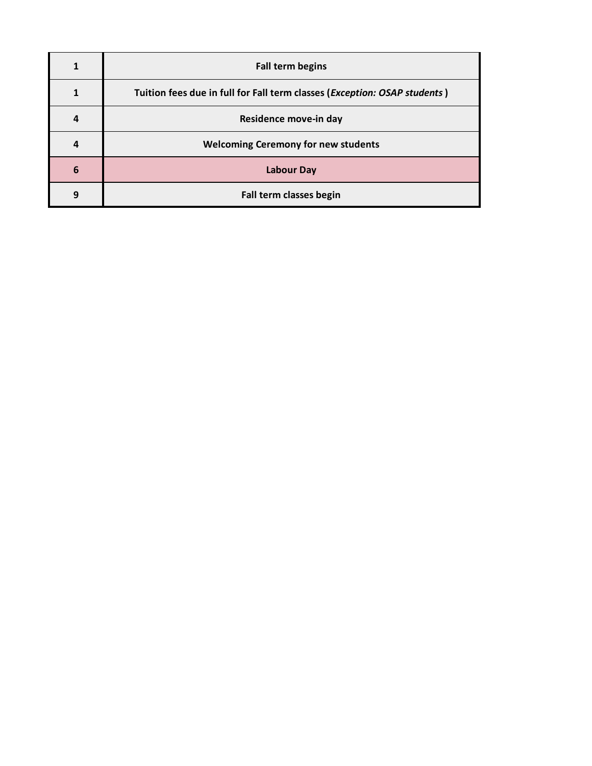| | |
|---|---|
| **1** | **Fall term begins** |
| **1** | **Tuition fees due in full for Fall term classes (*Exception: OSAP students* )** |
| **4** | **Residence move-in day** |
| **4** | **Welcoming Ceremony for new students** |
| **6** | **Labour Day** |
| **9** | **Fall term classes begin** |